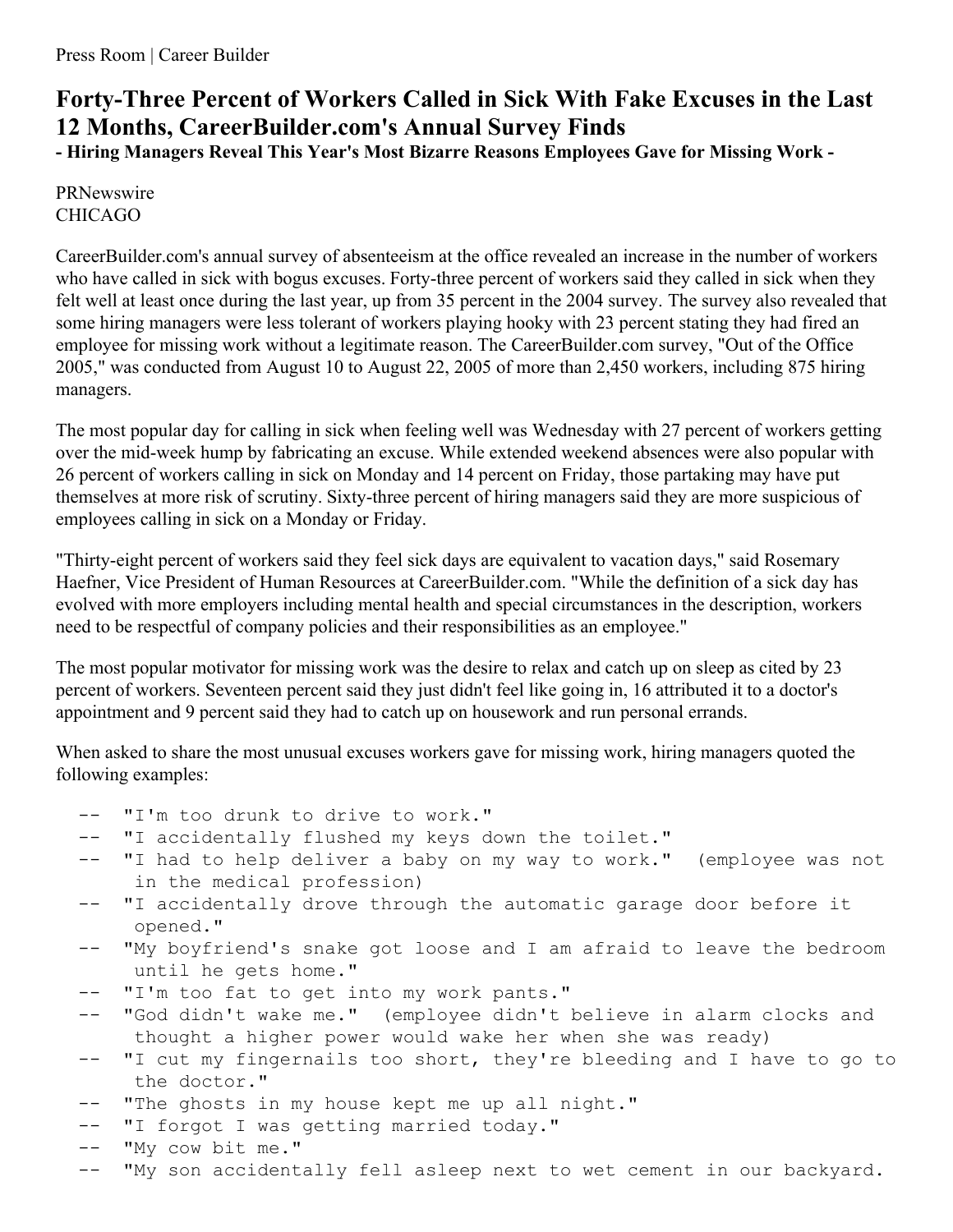Press Room | Career Builder

# Forty-Three Percent of Workers Called in Sick With Fake Excuses in the Last 12 Months, CareerBuilder.com's Annual Survey Finds

**- Hiring Managers Reveal This Year's Most Bizarre Reasons Employees Gave for Missing Work -**

PRNewswire
CHICAGO

CareerBuilder.com's annual survey of absenteeism at the office revealed an increase in the number of workers who have called in sick with bogus excuses. Forty-three percent of workers said they called in sick when they felt well at least once during the last year, up from 35 percent in the 2004 survey. The survey also revealed that some hiring managers were less tolerant of workers playing hooky with 23 percent stating they had fired an employee for missing work without a legitimate reason. The CareerBuilder.com survey, "Out of the Office 2005," was conducted from August 10 to August 22, 2005 of more than 2,450 workers, including 875 hiring managers.

The most popular day for calling in sick when feeling well was Wednesday with 27 percent of workers getting over the mid-week hump by fabricating an excuse. While extended weekend absences were also popular with 26 percent of workers calling in sick on Monday and 14 percent on Friday, those partaking may have put themselves at more risk of scrutiny. Sixty-three percent of hiring managers said they are more suspicious of employees calling in sick on a Monday or Friday.

"Thirty-eight percent of workers said they feel sick days are equivalent to vacation days," said Rosemary Haefner, Vice President of Human Resources at CareerBuilder.com. "While the definition of a sick day has evolved with more employers including mental health and special circumstances in the description, workers need to be respectful of company policies and their responsibilities as an employee."

The most popular motivator for missing work was the desire to relax and catch up on sleep as cited by 23 percent of workers. Seventeen percent said they just didn't feel like going in, 16 attributed it to a doctor's appointment and 9 percent said they had to catch up on housework and run personal errands.

When asked to share the most unusual excuses workers gave for missing work, hiring managers quoted the following examples:

```
--  "I'm too drunk to drive to work."
--  "I accidentally flushed my keys down the toilet."
--  "I had to help deliver a baby on my way to work."  (employee was not
     in the medical profession)
--  "I accidentally drove through the automatic garage door before it
     opened."
--  "My boyfriend's snake got loose and I am afraid to leave the bedroom
     until he gets home."
--  "I'm too fat to get into my work pants."
--  "God didn't wake me."  (employee didn't believe in alarm clocks and
     thought a higher power would wake her when she was ready)
--  "I cut my fingernails too short, they're bleeding and I have to go to
     the doctor."
--  "The ghosts in my house kept me up all night."
--  "I forgot I was getting married today."
--  "My cow bit me."
--  "My son accidentally fell asleep next to wet cement in our backyard.
```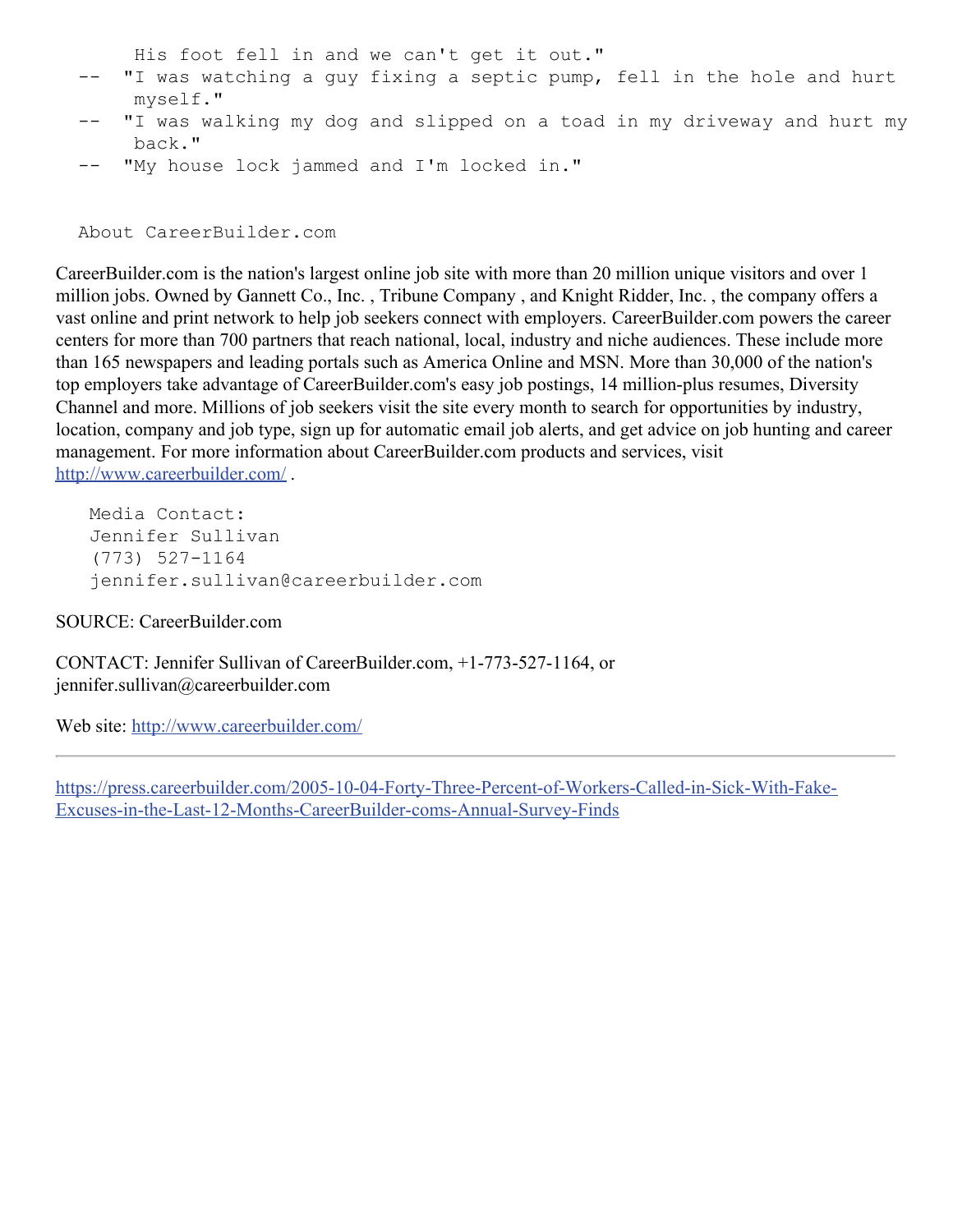His foot fell in and we can't get it out."

- "I was watching a guy fixing a septic pump, fell in the hole and hurt myself."
- "I was walking my dog and slipped on a toad in my driveway and hurt my back."
- "My house lock jammed and I'm locked in."

About CareerBuilder.com

CareerBuilder.com is the nation's largest online job site with more than 20 million unique visitors and over 1 million jobs. Owned by Gannett Co., Inc. , Tribune Company , and Knight Ridder, Inc. , the company offers a vast online and print network to help job seekers connect with employers. CareerBuilder.com powers the career centers for more than 700 partners that reach national, local, industry and niche audiences. These include more than 165 newspapers and leading portals such as America Online and MSN. More than 30,000 of the nation's top employers take advantage of CareerBuilder.com's easy job postings, 14 million-plus resumes, Diversity Channel and more. Millions of job seekers visit the site every month to search for opportunities by industry, location, company and job type, sign up for automatic email job alerts, and get advice on job hunting and career management. For more information about CareerBuilder.com products and services, visit http://www.careerbuilder.com/ .

Media Contact:
Jennifer Sullivan
(773) 527-1164
jennifer.sullivan@careerbuilder.com

SOURCE: CareerBuilder.com

CONTACT: Jennifer Sullivan of CareerBuilder.com, +1-773-527-1164, or jennifer.sullivan@careerbuilder.com

Web site: http://www.careerbuilder.com/

---

https://press.careerbuilder.com/2005-10-04-Forty-Three-Percent-of-Workers-Called-in-Sick-With-Fake-Excuses-in-the-Last-12-Months-CareerBuilder-coms-Annual-Survey-Finds